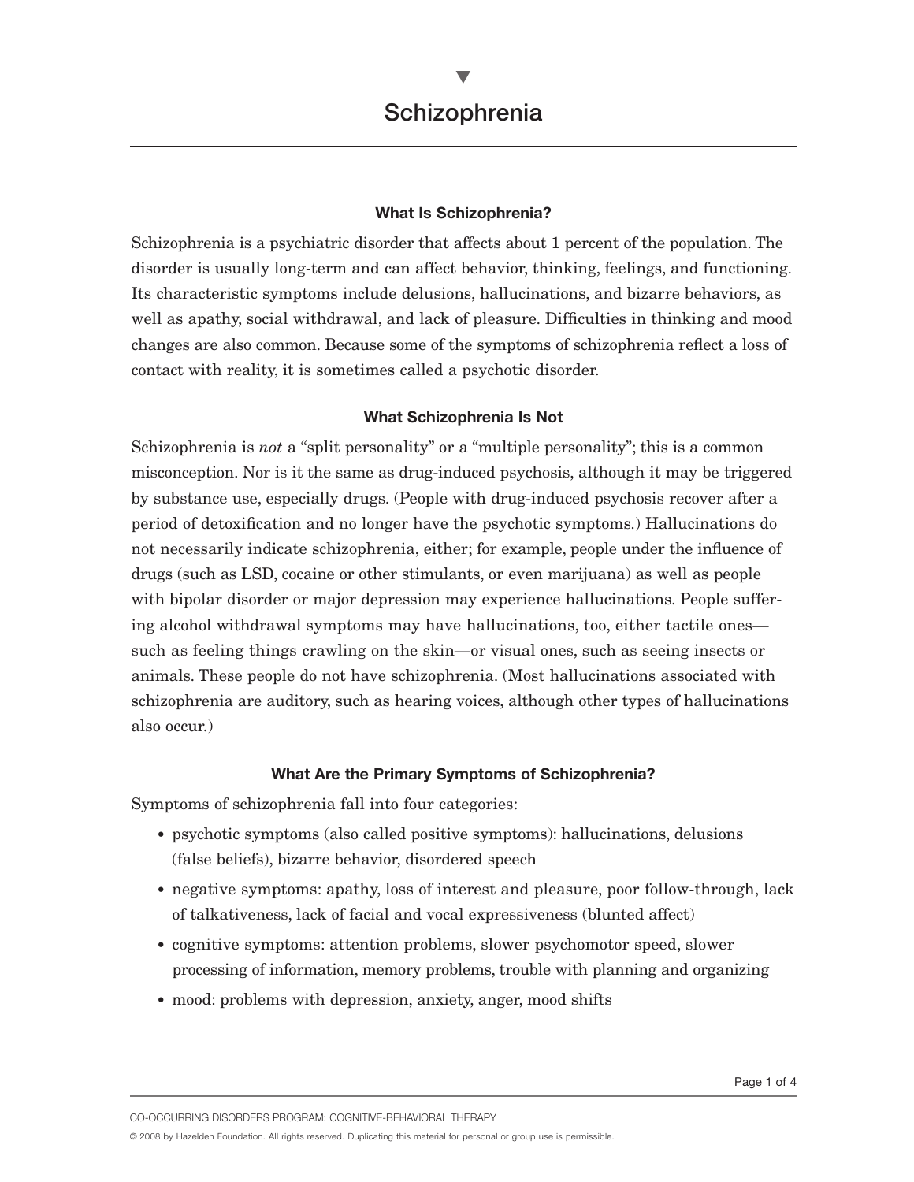# Schizophrenia

### What Is Schizophrenia?

Schizophrenia is a psychiatric disorder that affects about 1 percent of the population. The disorder is usually long-term and can affect behavior, thinking, feelings, and functioning. Its characteristic symptoms include delusions, hallucinations, and bizarre behaviors, as well as apathy, social withdrawal, and lack of pleasure. Difficulties in thinking and mood changes are also common. Because some of the symptoms of schizophrenia reflect a loss of contact with reality, it is sometimes called a psychotic disorder.

### What Schizophrenia Is Not

Schizophrenia is *not* a "split personality" or a "multiple personality"; this is a common misconception. Nor is it the same as drug-induced psychosis, although it may be triggered by substance use, especially drugs. (People with drug-induced psychosis recover after a period of detoxification and no longer have the psychotic symptoms.) Hallucinations do not necessarily indicate schizophrenia, either; for example, people under the influence of drugs (such as LSD, cocaine or other stimulants, or even marijuana) as well as people with bipolar disorder or major depression may experience hallucinations. People suffering alcohol withdrawal symptoms may have hallucinations, too, either tactile ones—such as feeling things crawling on the skin—or visual ones, such as seeing insects or animals. These people do not have schizophrenia. (Most hallucinations associated with schizophrenia are auditory, such as hearing voices, although other types of hallucinations also occur.)

### What Are the Primary Symptoms of Schizophrenia?

Symptoms of schizophrenia fall into four categories:

- psychotic symptoms (also called positive symptoms): hallucinations, delusions (false beliefs), bizarre behavior, disordered speech
- negative symptoms: apathy, loss of interest and pleasure, poor follow-through, lack of talkativeness, lack of facial and vocal expressiveness (blunted affect)
- cognitive symptoms: attention problems, slower psychomotor speed, slower processing of information, memory problems, trouble with planning and organizing
- mood: problems with depression, anxiety, anger, mood shifts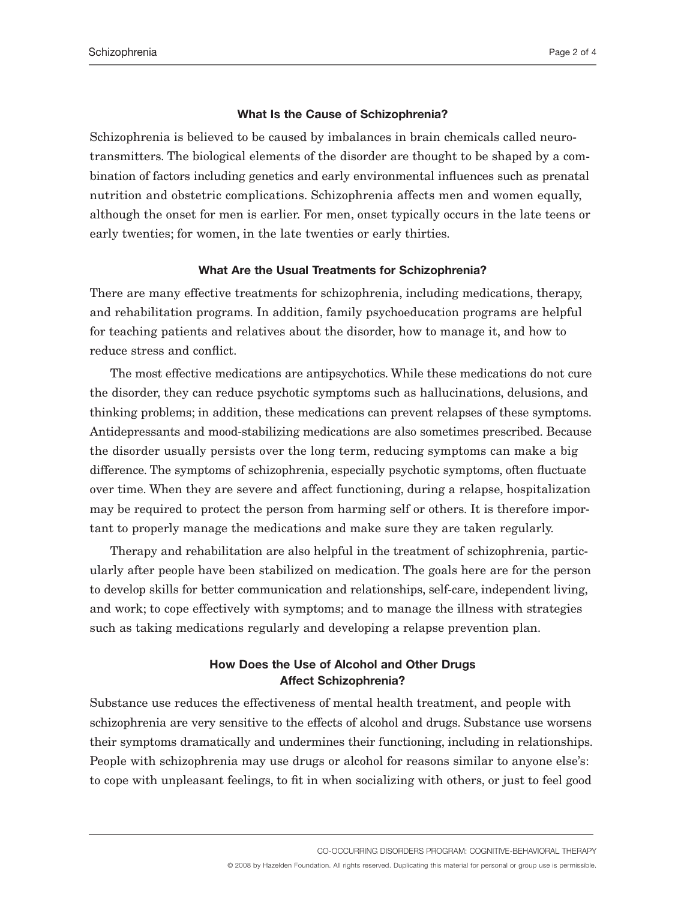### What Is the Cause of Schizophrenia?

Schizophrenia is believed to be caused by imbalances in brain chemicals called neurotransmitters. The biological elements of the disorder are thought to be shaped by a combination of factors including genetics and early environmental influences such as prenatal nutrition and obstetric complications. Schizophrenia affects men and women equally, although the onset for men is earlier. For men, onset typically occurs in the late teens or early twenties; for women, in the late twenties or early thirties.

### What Are the Usual Treatments for Schizophrenia?

There are many effective treatments for schizophrenia, including medications, therapy, and rehabilitation programs. In addition, family psychoeducation programs are helpful for teaching patients and relatives about the disorder, how to manage it, and how to reduce stress and conflict.

The most effective medications are antipsychotics. While these medications do not cure the disorder, they can reduce psychotic symptoms such as hallucinations, delusions, and thinking problems; in addition, these medications can prevent relapses of these symptoms. Antidepressants and mood-stabilizing medications are also sometimes prescribed. Because the disorder usually persists over the long term, reducing symptoms can make a big difference. The symptoms of schizophrenia, especially psychotic symptoms, often fluctuate over time. When they are severe and affect functioning, during a relapse, hospitalization may be required to protect the person from harming self or others. It is therefore important to properly manage the medications and make sure they are taken regularly.

Therapy and rehabilitation are also helpful in the treatment of schizophrenia, particularly after people have been stabilized on medication. The goals here are for the person to develop skills for better communication and relationships, self-care, independent living, and work; to cope effectively with symptoms; and to manage the illness with strategies such as taking medications regularly and developing a relapse prevention plan.

### How Does the Use of Alcohol and Other Drugs Affect Schizophrenia?

Substance use reduces the effectiveness of mental health treatment, and people with schizophrenia are very sensitive to the effects of alcohol and drugs. Substance use worsens their symptoms dramatically and undermines their functioning, including in relationships. People with schizophrenia may use drugs or alcohol for reasons similar to anyone else's: to cope with unpleasant feelings, to fit in when socializing with others, or just to feel good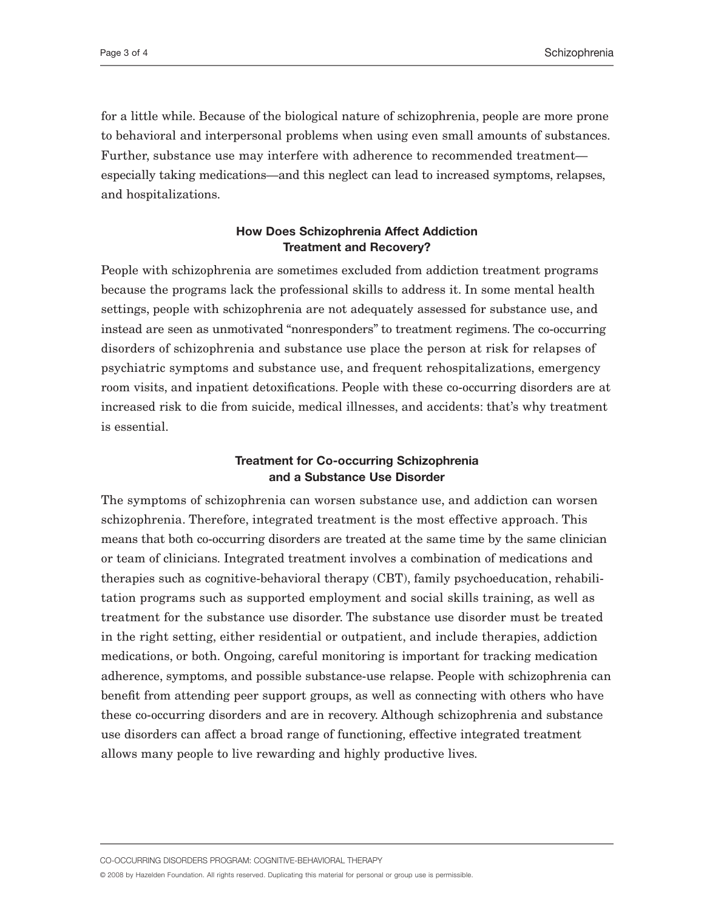for a little while. Because of the biological nature of schizophrenia, people are more prone to behavioral and interpersonal problems when using even small amounts of substances. Further, substance use may interfere with adherence to recommended treatment—especially taking medications—and this neglect can lead to increased symptoms, relapses, and hospitalizations.

### How Does Schizophrenia Affect Addiction Treatment and Recovery?

People with schizophrenia are sometimes excluded from addiction treatment programs because the programs lack the professional skills to address it. In some mental health settings, people with schizophrenia are not adequately assessed for substance use, and instead are seen as unmotivated "nonresponders" to treatment regimens. The co-occurring disorders of schizophrenia and substance use place the person at risk for relapses of psychiatric symptoms and substance use, and frequent rehospitalizations, emergency room visits, and inpatient detoxifications. People with these co-occurring disorders are at increased risk to die from suicide, medical illnesses, and accidents: that's why treatment is essential.

### Treatment for Co-occurring Schizophrenia and a Substance Use Disorder

The symptoms of schizophrenia can worsen substance use, and addiction can worsen schizophrenia. Therefore, integrated treatment is the most effective approach. This means that both co-occurring disorders are treated at the same time by the same clinician or team of clinicians. Integrated treatment involves a combination of medications and therapies such as cognitive-behavioral therapy (CBT), family psychoeducation, rehabilitation programs such as supported employment and social skills training, as well as treatment for the substance use disorder. The substance use disorder must be treated in the right setting, either residential or outpatient, and include therapies, addiction medications, or both. Ongoing, careful monitoring is important for tracking medication adherence, symptoms, and possible substance-use relapse. People with schizophrenia can benefit from attending peer support groups, as well as connecting with others who have these co-occurring disorders and are in recovery. Although schizophrenia and substance use disorders can affect a broad range of functioning, effective integrated treatment allows many people to live rewarding and highly productive lives.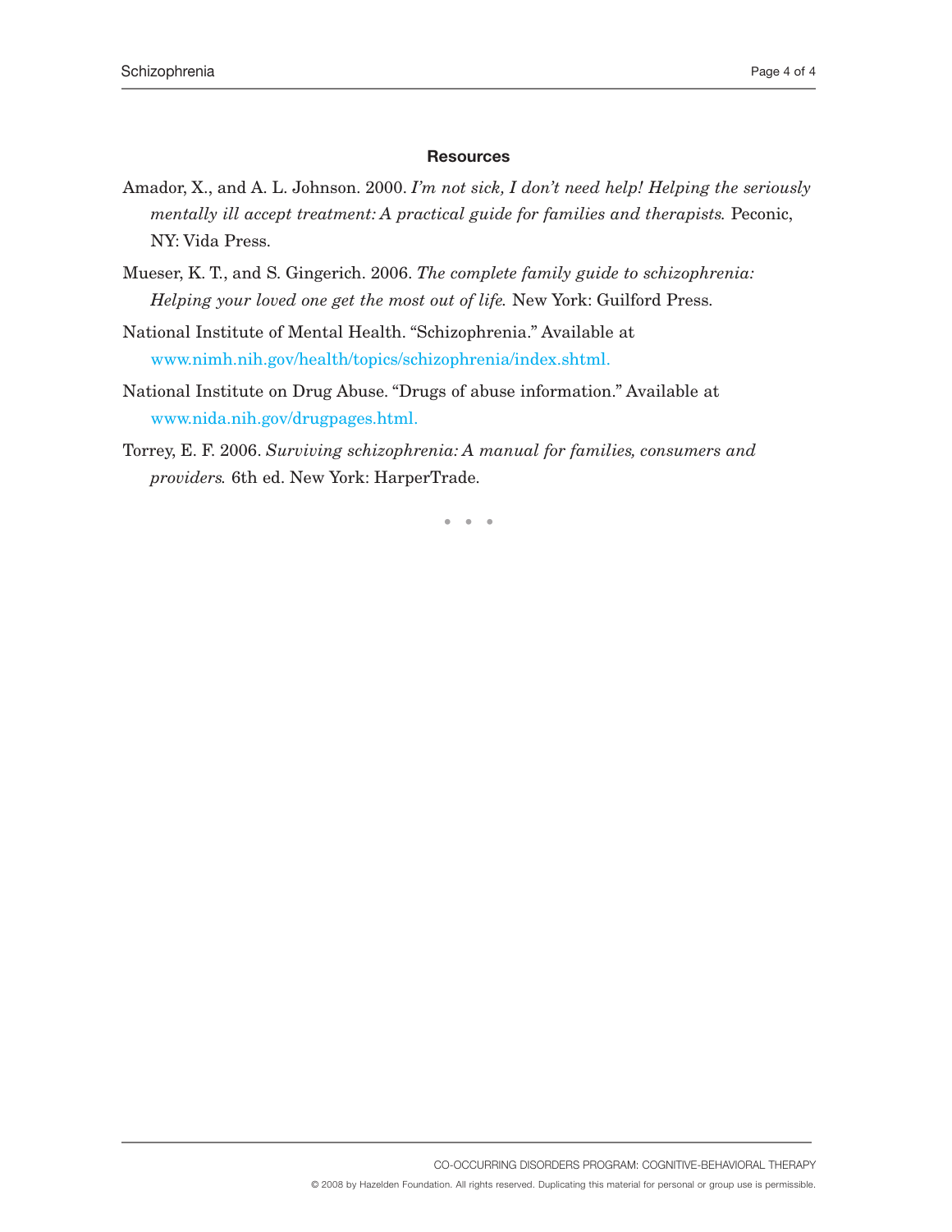**Resources**

Amador, X., and A. L. Johnson. 2000. *I'm not sick, I don't need help! Helping the seriously mentally ill accept treatment: A practical guide for families and therapists.* Peconic, NY: Vida Press.

Mueser, K. T., and S. Gingerich. 2006. *The complete family guide to schizophrenia: Helping your loved one get the most out of life.* New York: Guilford Press.

National Institute of Mental Health. "Schizophrenia." Available at www.nimh.nih.gov/health/topics/schizophrenia/index.shtml.

National Institute on Drug Abuse. "Drugs of abuse information." Available at www.nida.nih.gov/drugpages.html.

Torrey, E. F. 2006. *Surviving schizophrenia: A manual for families, consumers and providers.* 6th ed. New York: HarperTrade.

• • •